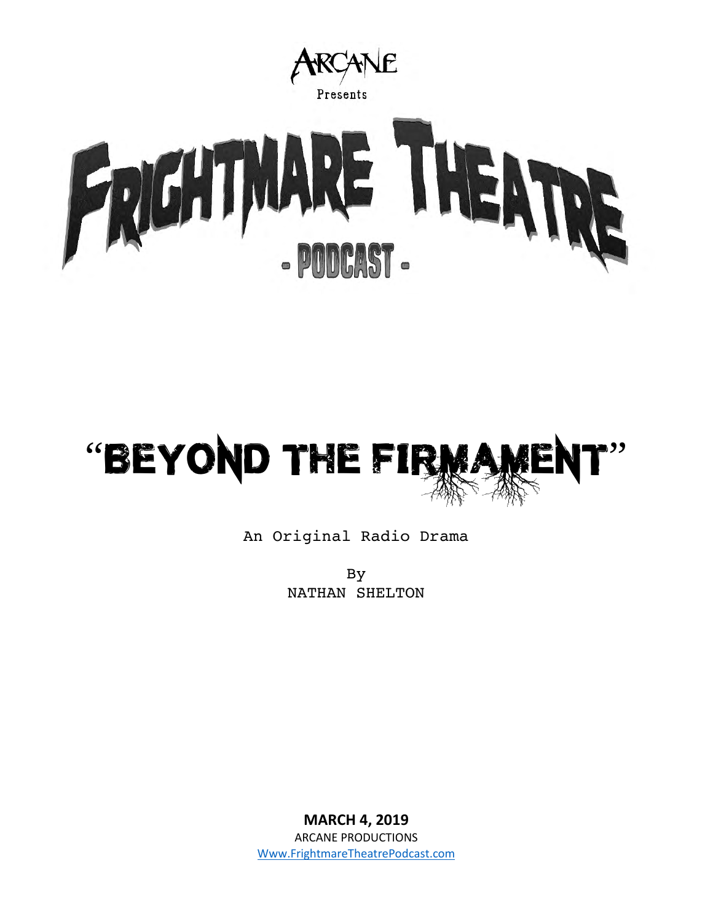ARCANE

Presents

# FRIGHTMARE THEATRE

## - PODCAST -

# "BEYOND THE FIRMAMENT"

An Original Radio Drama

By
NATHAN SHELTON

**MARCH 4, 2019**
ARCANE PRODUCTIONS
Www.FrightmareTheatrePodcast.com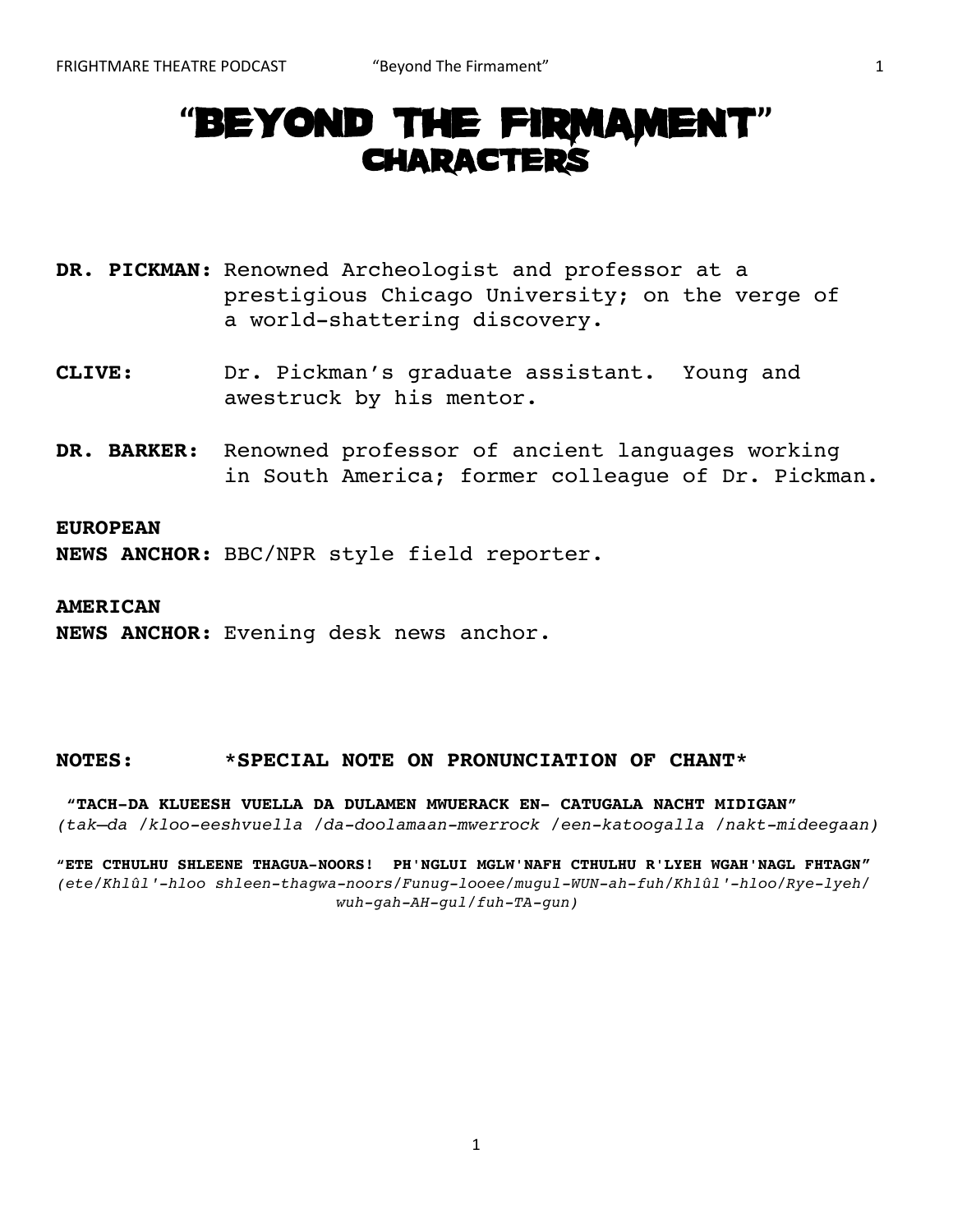# "BEYOND THE FIRMAMENT"
## CHARACTERS

**DR. PICKMAN:** Renowned Archeologist and professor at a prestigious Chicago University; on the verge of a world-shattering discovery.

**CLIVE:** Dr. Pickman's graduate assistant. Young and awestruck by his mentor.

**DR. BARKER:** Renowned professor of ancient languages working in South America; former colleague of Dr. Pickman.

**EUROPEAN NEWS ANCHOR:** BBC/NPR style field reporter.

**AMERICAN NEWS ANCHOR:** Evening desk news anchor.

**NOTES:** **\*SPECIAL NOTE ON PRONUNCIATION OF CHANT\***

**"TACH-DA KLUEESH VUELLA DA DULAMEN MWUERACK EN- CATUGALA NACHT MIDIGAN"**
*(tak—da /kloo-eeshvuella /da-doolamaan-mwerrock /een-katoogalla /nakt-mideegaan)*

**"ETE CTHULHU SHLEENE THAGUA-NOORS! PH'NGLUI MGLW'NAFH CTHULHU R'LYEH WGAH'NAGL FHTAGN"**
*(ete/Khlûl'-hloo shleen-thagwa-noors/Funug-looee/mugul-WUN-ah-fuh/Khlûl'-hloo/Rye-lyeh/ wuh-gah-AH-gul/fuh-TA-gun)*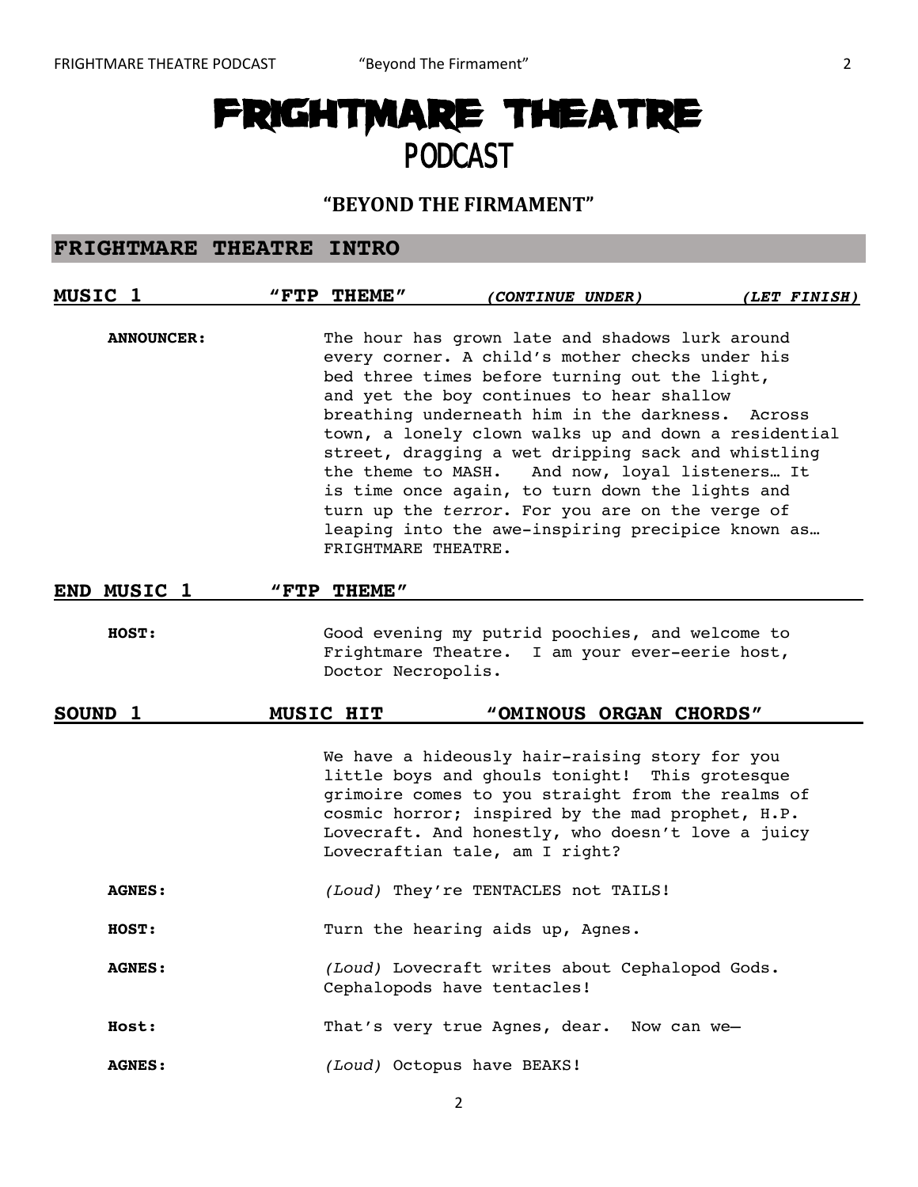# FRIGHTMARE THEATRE
## PODCAST

### "BEYOND THE FIRMAMENT"

## FRIGHTMARE THEATRE INTRO

**MUSIC 1** **"FTP THEME"** ***(CONTINUE UNDER)*** ***(LET FINISH)***

**ANNOUNCER:** The hour has grown late and shadows lurk around every corner. A child's mother checks under his bed three times before turning out the light, and yet the boy continues to hear shallow breathing underneath him in the darkness. Across town, a lonely clown walks up and down a residential street, dragging a wet dripping sack and whistling the theme to MASH. And now, loyal listeners… It is time once again, to turn down the lights and turn up the *terror*. For you are on the verge of leaping into the awe-inspiring precipice known as… FRIGHTMARE THEATRE.

**END MUSIC 1** **"FTP THEME"**

**HOST:** Good evening my putrid poochies, and welcome to Frightmare Theatre. I am your ever-eerie host, Doctor Necropolis.

**SOUND 1** **MUSIC HIT** **"OMINOUS ORGAN CHORDS"**

We have a hideously hair-raising story for you little boys and ghouls tonight! This grotesque grimoire comes to you straight from the realms of cosmic horror; inspired by the mad prophet, H.P. Lovecraft. And honestly, who doesn't love a juicy Lovecraftian tale, am I right?

**AGNES:** *(Loud)* They're TENTACLES not TAILS!

**HOST:** Turn the hearing aids up, Agnes.

**AGNES:** *(Loud)* Lovecraft writes about Cephalopod Gods. Cephalopods have tentacles!

**Host:** That's very true Agnes, dear. Now can we—

**AGNES:** *(Loud)* Octopus have BEAKS!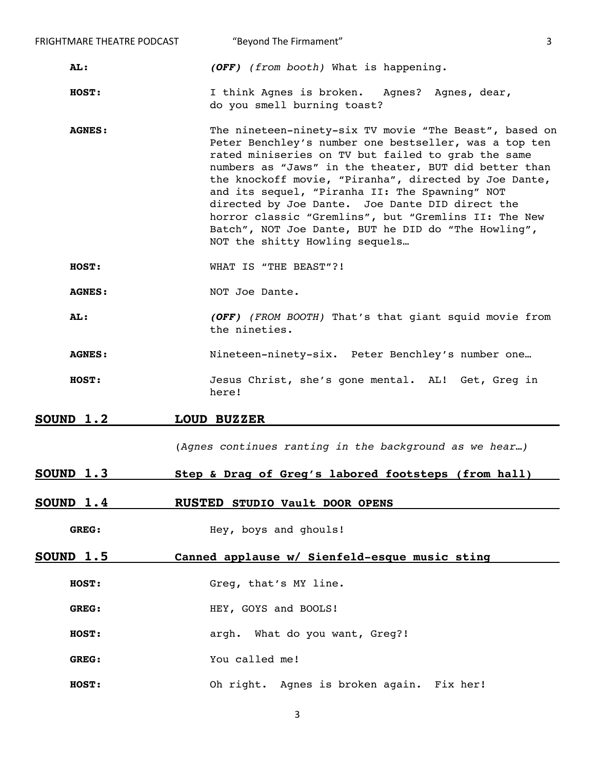**AL:** *(OFF)* *(from booth)* What is happening.

**HOST:** I think Agnes is broken. Agnes? Agnes, dear, do you smell burning toast?

**AGNES:** The nineteen-ninety-six TV movie "The Beast", based on Peter Benchley's number one bestseller, was a top ten rated miniseries on TV but failed to grab the same numbers as "Jaws" in the theater, BUT did better than the knockoff movie, "Piranha", directed by Joe Dante, and its sequel, "Piranha II: The Spawning" NOT directed by Joe Dante. Joe Dante DID direct the horror classic "Gremlins", but "Gremlins II: The New Batch", NOT Joe Dante, BUT he DID do "The Howling", NOT the shitty Howling sequels…

**HOST:** WHAT IS "THE BEAST"?!

**AGNES:** NOT Joe Dante.

**AL:** *(OFF)* *(FROM BOOTH)* That's that giant squid movie from the nineties.

**AGNES:** Nineteen-ninety-six. Peter Benchley's number one…

**HOST:** Jesus Christ, she's gone mental. AL! Get, Greg in here!

**SOUND 1.2 — LOUD BUZZER**

(*Agnes continues ranting in the background as we hear…)*

**SOUND 1.3 — Step & Drag of Greg's labored footsteps (from hall)**

**SOUND 1.4 — RUSTED STUDIO Vault DOOR OPENS**

**GREG:** Hey, boys and ghouls!

**SOUND 1.5 — Canned applause w/ Sienfeld-esque music sting**

**HOST:** Greg, that's MY line.

**GREG:** HEY, GOYS and BOOLS!

**HOST:** argh. What do you want, Greg?!

**GREG:** You called me!

**HOST:** Oh right. Agnes is broken again. Fix her!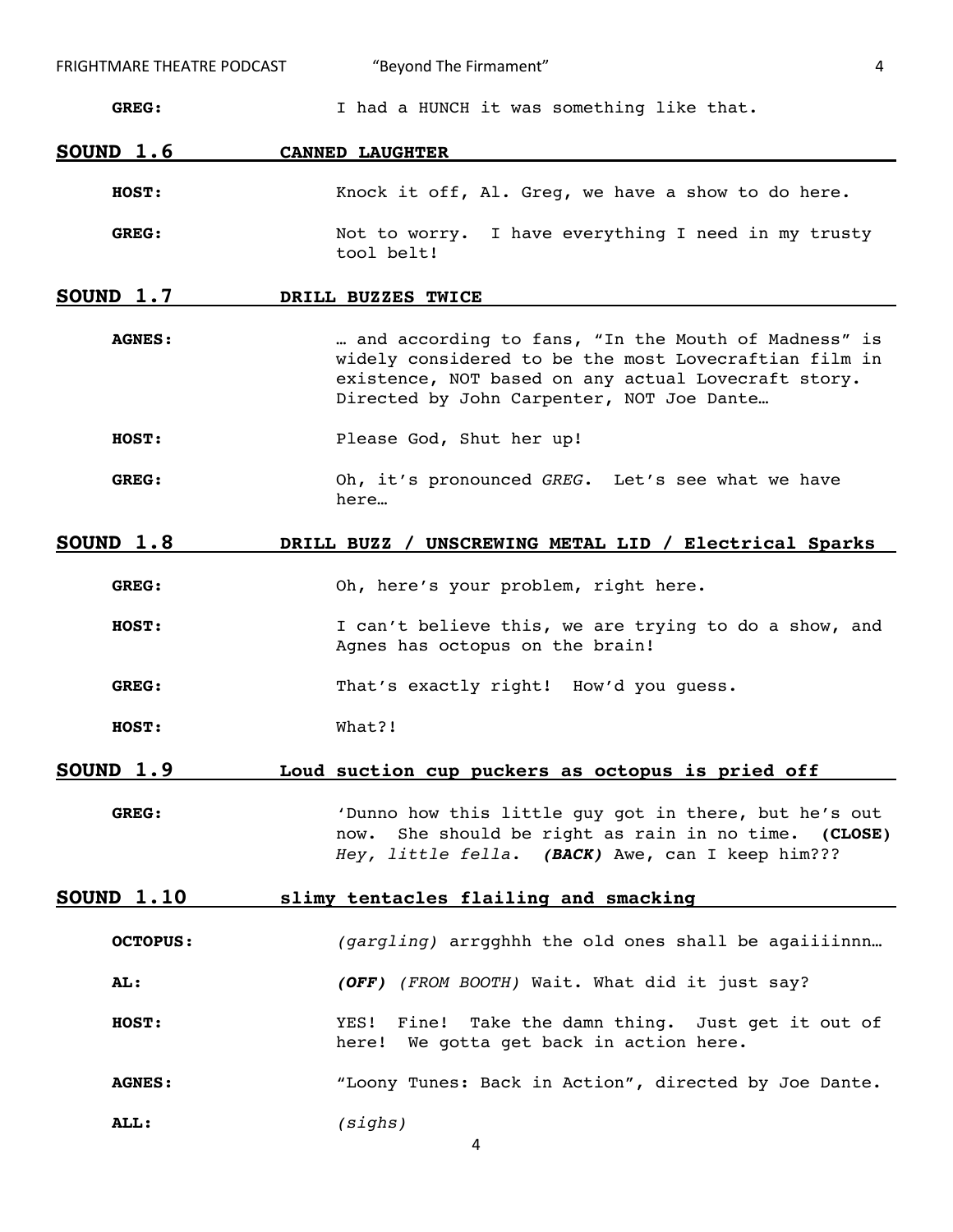**GREG:** I had a HUNCH it was something like that.

## SOUND 1.6 — CANNED LAUGHTER

**HOST:** Knock it off, Al. Greg, we have a show to do here.

**GREG:** Not to worry. I have everything I need in my trusty tool belt!

## SOUND 1.7 — DRILL BUZZES TWICE

**AGNES:** … and according to fans, "In the Mouth of Madness" is widely considered to be the most Lovecraftian film in existence, NOT based on any actual Lovecraft story. Directed by John Carpenter, NOT Joe Dante…

**HOST:** Please God, Shut her up!

**GREG:** Oh, it's pronounced *GREG*. Let's see what we have here…

## SOUND 1.8 — DRILL BUZZ / UNSCREWING METAL LID / Electrical Sparks

**GREG:** Oh, here's your problem, right here.

**HOST:** I can't believe this, we are trying to do a show, and Agnes has octopus on the brain!

**GREG:** That's exactly right! How'd you guess.

**HOST:** What?!

## SOUND 1.9 — Loud suction cup puckers as octopus is pried off

**GREG:** 'Dunno how this little guy got in there, but he's out now. She should be right as rain in no time. **(CLOSE)** *Hey, little fella*. ***(BACK)*** Awe, can I keep him???

## SOUND 1.10 — slimy tentacles flailing and smacking

**OCTOPUS:** *(gargling)* arrgghhh the old ones shall be agaiiiinnn…

**AL:** ***(OFF)*** *(FROM BOOTH)* Wait. What did it just say?

**HOST:** YES! Fine! Take the damn thing. Just get it out of here! We gotta get back in action here.

**AGNES:** "Loony Tunes: Back in Action", directed by Joe Dante.

**ALL:** *(sighs)*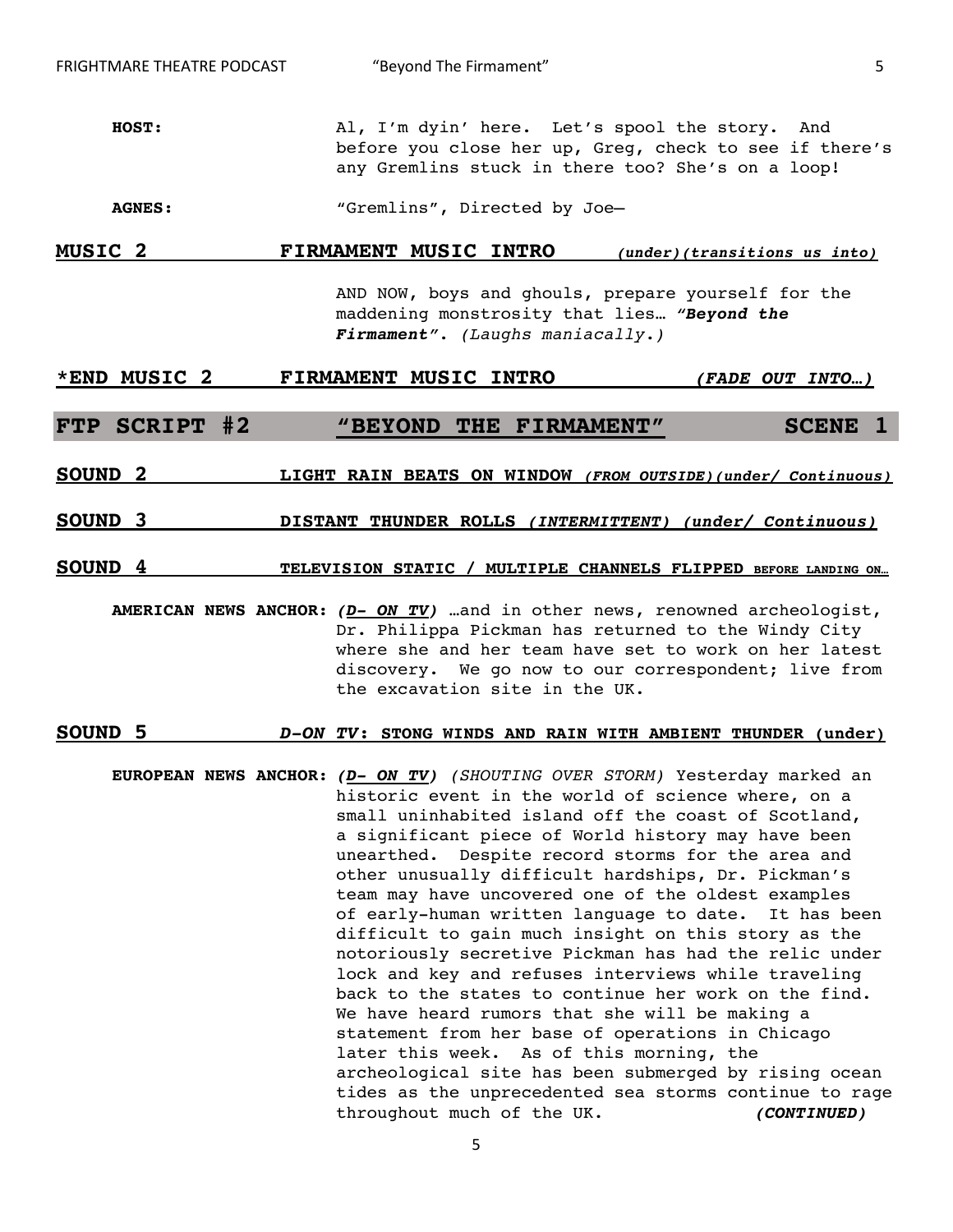**HOST:** Al, I'm dyin' here. Let's spool the story. And before you close her up, Greg, check to see if there's any Gremlins stuck in there too? She's on a loop!

**AGNES:** "Gremlins", Directed by Joe—

**MUSIC 2** **FIRMAMENT MUSIC INTRO** ***(under)(transitions us into)***

AND NOW, boys and ghouls, prepare yourself for the maddening monstrosity that lies… ***"Beyond the Firmament"***. *(Laughs maniacally.)*

**\*END MUSIC 2** **FIRMAMENT MUSIC INTRO** ***(FADE OUT INTO…)***

## FTP SCRIPT #2 "BEYOND THE FIRMAMENT" SCENE 1

**SOUND 2** **LIGHT RAIN BEATS ON WINDOW** ***(FROM OUTSIDE)(under/ Continuous)***

**SOUND 3** **DISTANT THUNDER ROLLS** ***(INTERMITTENT) (under/ Continuous)***

**SOUND 4** **TELEVISION STATIC / MULTIPLE CHANNELS FLIPPED BEFORE LANDING ON…**

**AMERICAN NEWS ANCHOR:** ***(D- ON TV)*** …and in other news, renowned archeologist, Dr. Philippa Pickman has returned to the Windy City where she and her team have set to work on her latest discovery. We go now to our correspondent; live from the excavation site in the UK.

**SOUND 5** ***D-ON TV*****: STONG WINDS AND RAIN WITH AMBIENT THUNDER (under)**

**EUROPEAN NEWS ANCHOR:** ***(D- ON TV)*** *(SHOUTING OVER STORM)* Yesterday marked an historic event in the world of science where, on a small uninhabited island off the coast of Scotland, a significant piece of World history may have been unearthed. Despite record storms for the area and other unusually difficult hardships, Dr. Pickman's team may have uncovered one of the oldest examples of early-human written language to date. It has been difficult to gain much insight on this story as the notoriously secretive Pickman has had the relic under lock and key and refuses interviews while traveling back to the states to continue her work on the find. We have heard rumors that she will be making a statement from her base of operations in Chicago later this week. As of this morning, the archeological site has been submerged by rising ocean tides as the unprecedented sea storms continue to rage throughout much of the UK. ***(CONTINUED)***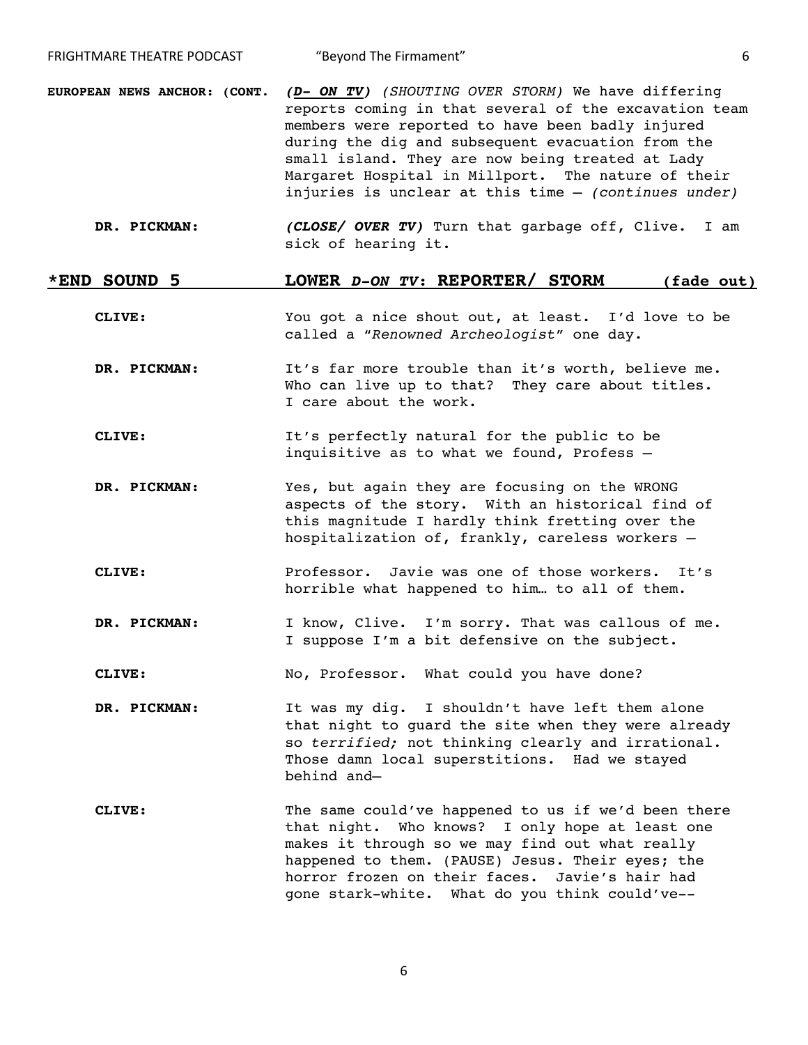**EUROPEAN NEWS ANCHOR: (CONT.** ***(D- ON TV)*** *(SHOUTING OVER STORM)* We have differing reports coming in that several of the excavation team members were reported to have been badly injured during the dig and subsequent evacuation from the small island. They are now being treated at Lady Margaret Hospital in Millport. The nature of their injuries is unclear at this time – *(continues under)*

**DR. PICKMAN:** ***(CLOSE/ OVER TV)*** Turn that garbage off, Clive. I am sick of hearing it.

**\*END SOUND 5 LOWER *D-ON TV*: REPORTER/ STORM (fade out)**

**CLIVE:** You got a nice shout out, at least. I'd love to be called a "*Renowned Archeologist*" one day.

**DR. PICKMAN:** It's far more trouble than it's worth, believe me. Who can live up to that? They care about titles. I care about the work.

**CLIVE:** It's perfectly natural for the public to be inquisitive as to what we found, Profess –

**DR. PICKMAN:** Yes, but again they are focusing on the WRONG aspects of the story. With an historical find of this magnitude I hardly think fretting over the hospitalization of, frankly, careless workers –

**CLIVE:** Professor. Javie was one of those workers. It's horrible what happened to him… to all of them.

**DR. PICKMAN:** I know, Clive. I'm sorry. That was callous of me. I suppose I'm a bit defensive on the subject.

**CLIVE:** No, Professor. What could you have done?

**DR. PICKMAN:** It was my dig. I shouldn't have left them alone that night to guard the site when they were already so *terrified;* not thinking clearly and irrational. Those damn local superstitions. Had we stayed behind and–

**CLIVE:** The same could've happened to us if we'd been there that night. Who knows? I only hope at least one makes it through so we may find out what really happened to them. (PAUSE) Jesus. Their eyes; the horror frozen on their faces. Javie's hair had gone stark-white. What do you think could've--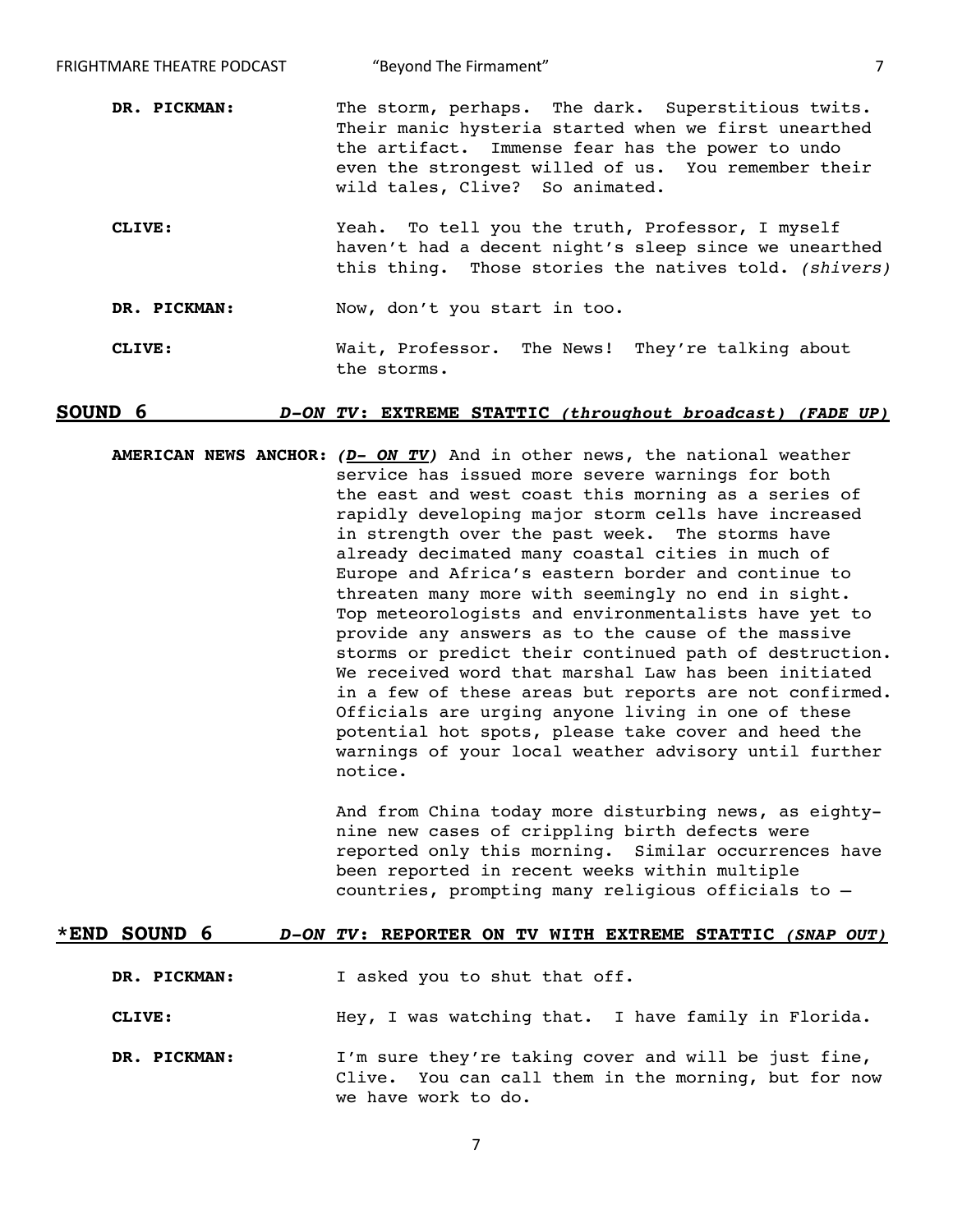**DR. PICKMAN:** The storm, perhaps. The dark. Superstitious twits. Their manic hysteria started when we first unearthed the artifact. Immense fear has the power to undo even the strongest willed of us. You remember their wild tales, Clive? So animated.

**CLIVE:** Yeah. To tell you the truth, Professor, I myself haven't had a decent night's sleep since we unearthed this thing. Those stories the natives told. *(shivers)*

**DR. PICKMAN:** Now, don't you start in too.

**CLIVE:** Wait, Professor. The News! They're talking about the storms.

**SOUND 6** ***D-ON TV*****: EXTREME STATTIC** ***(throughout broadcast) (FADE UP)***

**AMERICAN NEWS ANCHOR:** ***(D- ON TV)*** And in other news, the national weather service has issued more severe warnings for both the east and west coast this morning as a series of rapidly developing major storm cells have increased in strength over the past week. The storms have already decimated many coastal cities in much of Europe and Africa's eastern border and continue to threaten many more with seemingly no end in sight. Top meteorologists and environmentalists have yet to provide any answers as to the cause of the massive storms or predict their continued path of destruction. We received word that marshal Law has been initiated in a few of these areas but reports are not confirmed. Officials are urging anyone living in one of these potential hot spots, please take cover and heed the warnings of your local weather advisory until further notice.

And from China today more disturbing news, as eighty-nine new cases of crippling birth defects were reported only this morning. Similar occurrences have been reported in recent weeks within multiple countries, prompting many religious officials to –

***END SOUND 6** ***D-ON TV*****: REPORTER ON TV WITH EXTREME STATTIC** ***(SNAP OUT)***

**DR. PICKMAN:** I asked you to shut that off.

**CLIVE:** Hey, I was watching that. I have family in Florida.

**DR. PICKMAN:** I'm sure they're taking cover and will be just fine, Clive. You can call them in the morning, but for now we have work to do.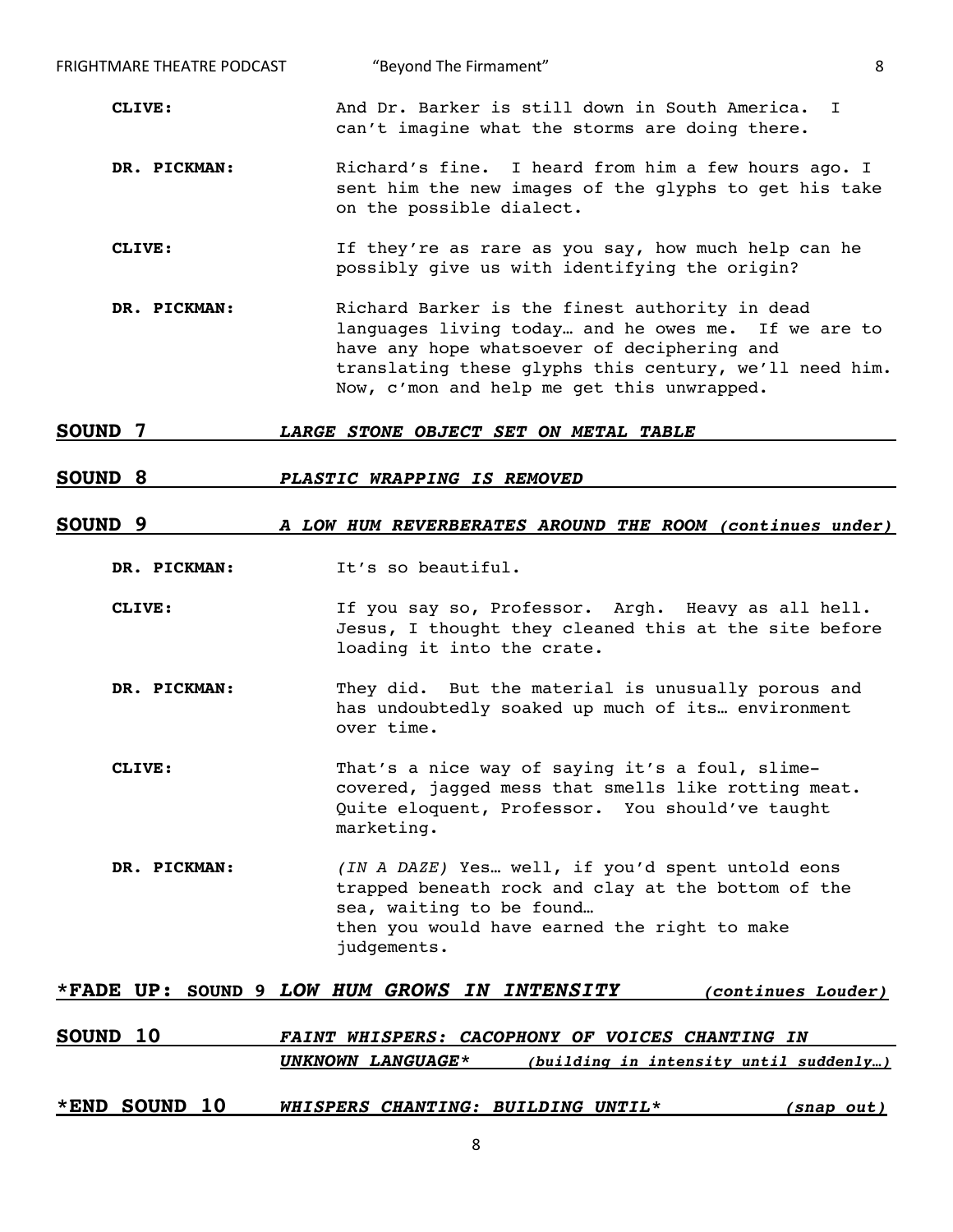**CLIVE:** And Dr. Barker is still down in South America. I can't imagine what the storms are doing there.

**DR. PICKMAN:** Richard's fine. I heard from him a few hours ago. I sent him the new images of the glyphs to get his take on the possible dialect.

**CLIVE:** If they're as rare as you say, how much help can he possibly give us with identifying the origin?

**DR. PICKMAN:** Richard Barker is the finest authority in dead languages living today… and he owes me. If we are to have any hope whatsoever of deciphering and translating these glyphs this century, we'll need him. Now, c'mon and help me get this unwrapped.

**SOUND 7** ***LARGE STONE OBJECT SET ON METAL TABLE***

**SOUND 8** ***PLASTIC WRAPPING IS REMOVED***

**SOUND 9** ***A LOW HUM REVERBERATES AROUND THE ROOM (continues under)***

**DR. PICKMAN:** It's so beautiful.

**CLIVE:** If you say so, Professor. Argh. Heavy as all hell. Jesus, I thought they cleaned this at the site before loading it into the crate.

**DR. PICKMAN:** They did. But the material is unusually porous and has undoubtedly soaked up much of its… environment over time.

**CLIVE:** That's a nice way of saying it's a foul, slime-covered, jagged mess that smells like rotting meat. Quite eloquent, Professor. You should've taught marketing.

**DR. PICKMAN:** *(IN A DAZE)* Yes… well, if you'd spent untold eons trapped beneath rock and clay at the bottom of the sea, waiting to be found…
then you would have earned the right to make judgements.

**\*FADE UP: SOUND 9** ***LOW HUM GROWS IN INTENSITY (continues Louder)***

**SOUND 10** ***FAINT WHISPERS: CACOPHONY OF VOICES CHANTING IN UNKNOWN LANGUAGE\* (building in intensity until suddenly…)***

**\*END SOUND 10** ***WHISPERS CHANTING: BUILDING UNTIL\* (snap out)***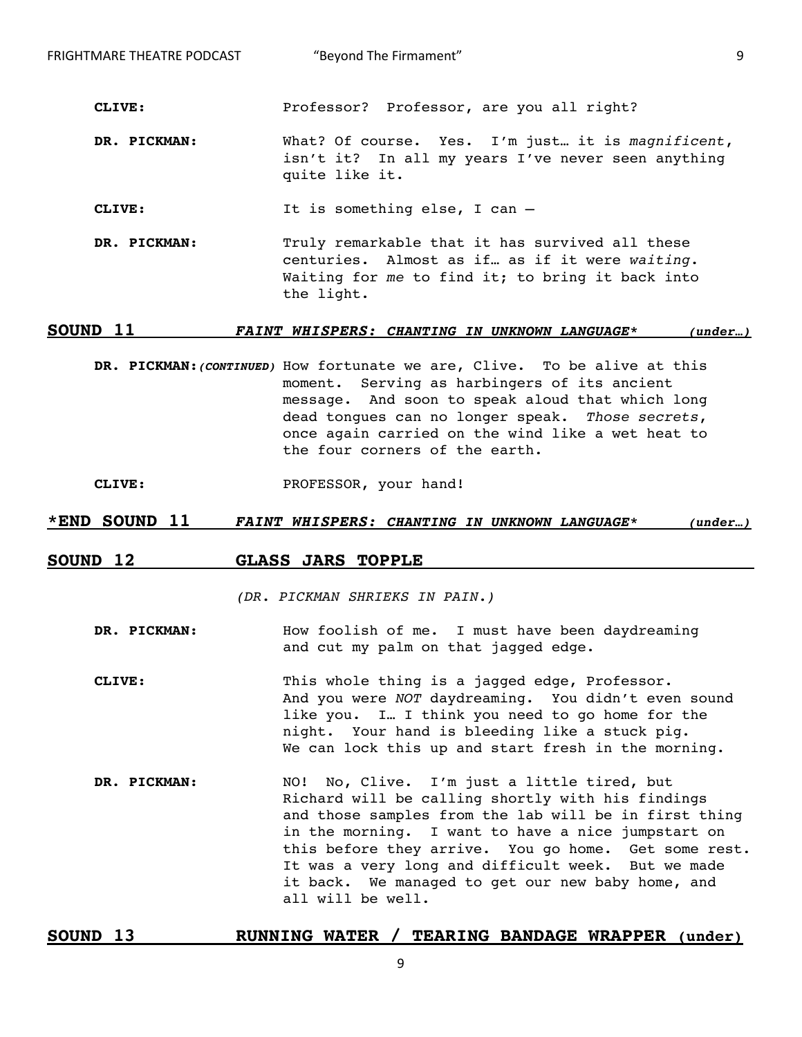**CLIVE:** Professor? Professor, are you all right?

**DR. PICKMAN:** What? Of course. Yes. I'm just… it is *magnificent*, isn't it? In all my years I've never seen anything quite like it.

**CLIVE:** It is something else, I can –

**DR. PICKMAN:** Truly remarkable that it has survived all these centuries. Almost as if… as if it were *waiting*. Waiting for *me* to find it; to bring it back into the light.

**SOUND 11** ***FAINT WHISPERS: CHANTING IN UNKNOWN LANGUAGE**** ***(under…)***

**DR. PICKMAN:** ***(CONTINUED)*** How fortunate we are, Clive. To be alive at this moment. Serving as harbingers of its ancient message. And soon to speak aloud that which long dead tongues can no longer speak. *Those secrets*, once again carried on the wind like a wet heat to the four corners of the earth.

**CLIVE:** PROFESSOR, your hand!

**\*END SOUND 11** ***FAINT WHISPERS: CHANTING IN UNKNOWN LANGUAGE**** ***(under…)***

**SOUND 12** **GLASS JARS TOPPLE**

*(DR. PICKMAN SHRIEKS IN PAIN.)*

**DR. PICKMAN:** How foolish of me. I must have been daydreaming and cut my palm on that jagged edge.

**CLIVE:** This whole thing is a jagged edge, Professor. And you were *NOT* daydreaming. You didn't even sound like you. I… I think you need to go home for the night. Your hand is bleeding like a stuck pig. We can lock this up and start fresh in the morning.

**DR. PICKMAN:** NO! No, Clive. I'm just a little tired, but Richard will be calling shortly with his findings and those samples from the lab will be in first thing in the morning. I want to have a nice jumpstart on this before they arrive. You go home. Get some rest. It was a very long and difficult week. But we made it back. We managed to get our new baby home, and all will be well.

**SOUND 13** **RUNNING WATER / TEARING BANDAGE WRAPPER (under)**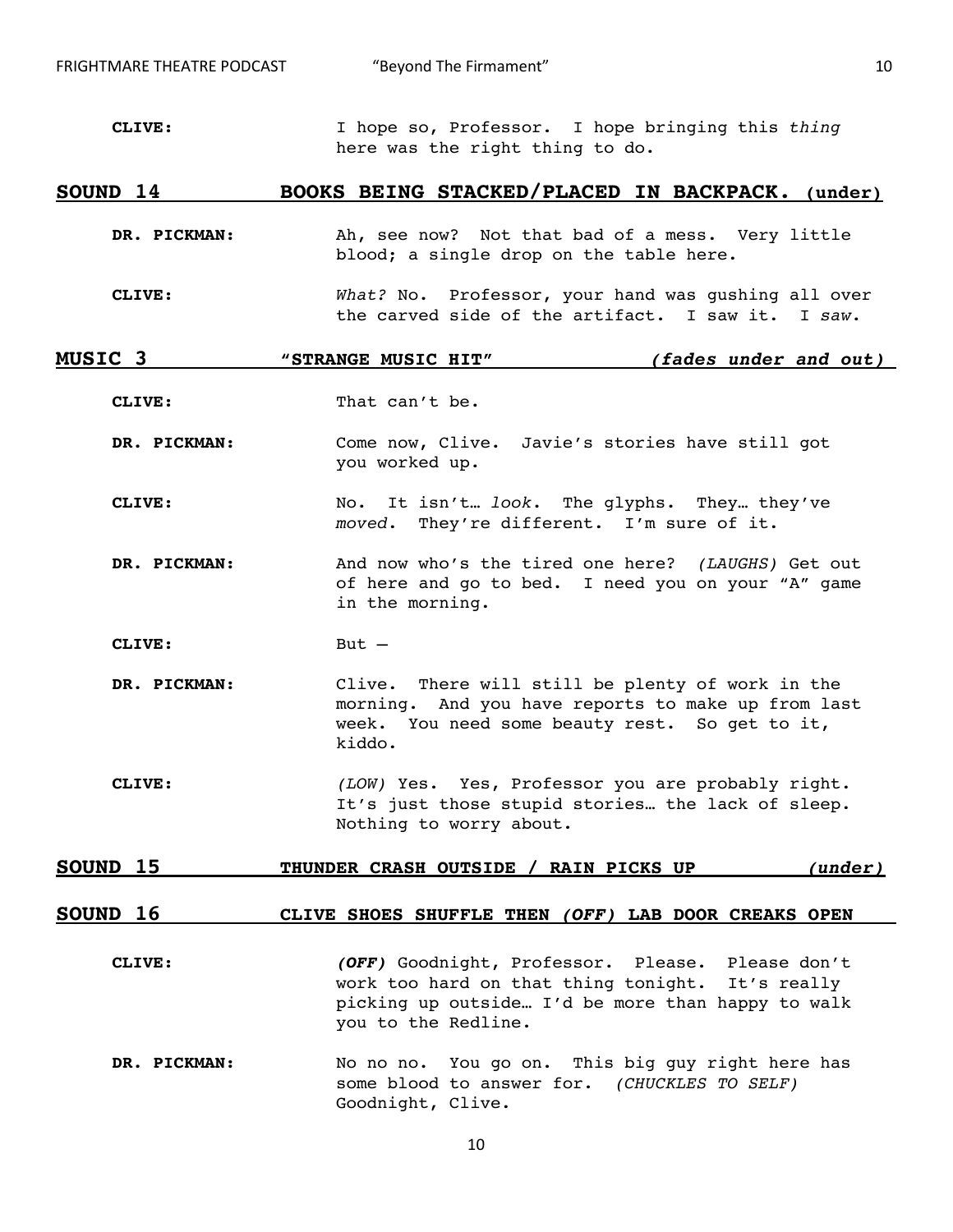**CLIVE:** I hope so, Professor. I hope bringing this *thing* here was the right thing to do.

**SOUND 14** **BOOKS BEING STACKED/PLACED IN BACKPACK. (under)**

**DR. PICKMAN:** Ah, see now? Not that bad of a mess. Very little blood; a single drop on the table here.

**CLIVE:** *What?* No. Professor, your hand was gushing all over the carved side of the artifact. I saw it. I *saw*.

**MUSIC 3** **"STRANGE MUSIC HIT"** ***(fades under and out)***

**CLIVE:** That can't be.

**DR. PICKMAN:** Come now, Clive. Javie's stories have still got you worked up.

**CLIVE:** No. It isn't… *look*. The glyphs. They… they've *moved*. They're different. I'm sure of it.

**DR. PICKMAN:** And now who's the tired one here? *(LAUGHS)* Get out of here and go to bed. I need you on your "A" game in the morning.

**CLIVE:** But –

**DR. PICKMAN:** Clive. There will still be plenty of work in the morning. And you have reports to make up from last week. You need some beauty rest. So get to it, kiddo.

**CLIVE:** *(LOW)* Yes. Yes, Professor you are probably right. It's just those stupid stories… the lack of sleep. Nothing to worry about.

**SOUND 15** **THUNDER CRASH OUTSIDE / RAIN PICKS UP** ***(under)***

**SOUND 16** **CLIVE SHOES SHUFFLE THEN *(OFF)* LAB DOOR CREAKS OPEN**

**CLIVE:** ***(OFF)*** Goodnight, Professor. Please. Please don't work too hard on that thing tonight. It's really picking up outside… I'd be more than happy to walk you to the Redline.

**DR. PICKMAN:** No no no. You go on. This big guy right here has some blood to answer for. *(CHUCKLES TO SELF)* Goodnight, Clive.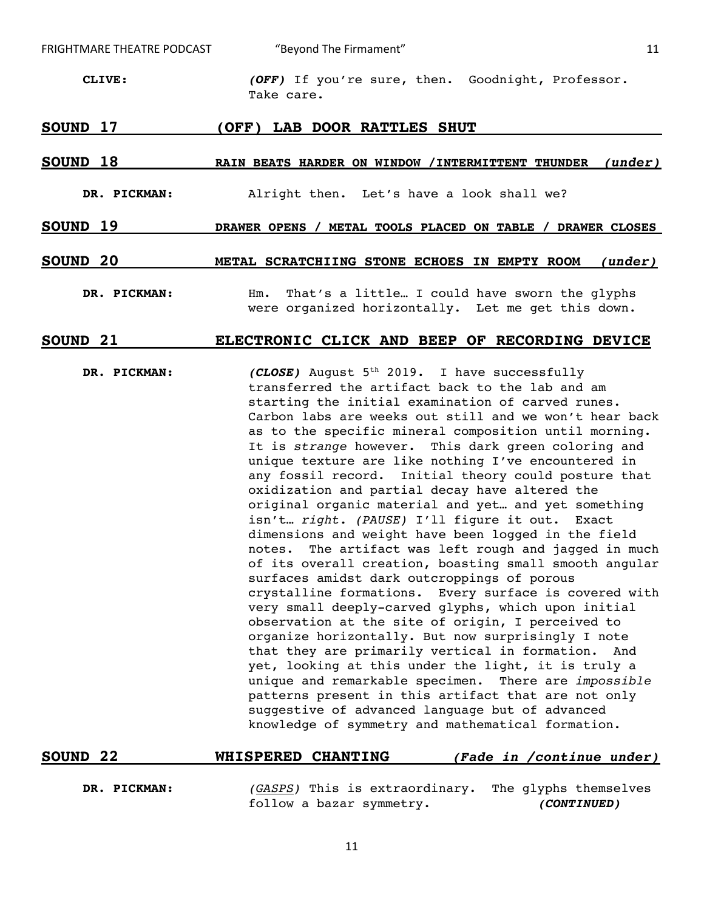**CLIVE:** *(OFF)* If you're sure, then. Goodnight, Professor. Take care.

**SOUND 17** **(OFF) LAB DOOR RATTLES SHUT**

**SOUND 18** **RAIN BEATS HARDER ON WINDOW /INTERMITTENT THUNDER** ***(under)***

**DR. PICKMAN:** Alright then. Let's have a look shall we?

**SOUND 19** **DRAWER OPENS / METAL TOOLS PLACED ON TABLE / DRAWER CLOSES**

**SOUND 20** **METAL SCRATCHIING STONE ECHOES IN EMPTY ROOM** ***(under)***

**DR. PICKMAN:** Hm. That's a little… I could have sworn the glyphs were organized horizontally. Let me get this down.

**SOUND 21** **ELECTRONIC CLICK AND BEEP OF RECORDING DEVICE**

**DR. PICKMAN:** ***(CLOSE)*** August 5th 2019. I have successfully transferred the artifact back to the lab and am starting the initial examination of carved runes. Carbon labs are weeks out still and we won't hear back as to the specific mineral composition until morning. It is *strange* however. This dark green coloring and unique texture are like nothing I've encountered in any fossil record. Initial theory could posture that oxidization and partial decay have altered the original organic material and yet… and yet something isn't… *right*. *(PAUSE)* I'll figure it out. Exact dimensions and weight have been logged in the field notes. The artifact was left rough and jagged in much of its overall creation, boasting small smooth angular surfaces amidst dark outcroppings of porous crystalline formations. Every surface is covered with very small deeply-carved glyphs, which upon initial observation at the site of origin, I perceived to organize horizontally. But now surprisingly I note that they are primarily vertical in formation. And yet, looking at this under the light, it is truly a unique and remarkable specimen. There are *impossible* patterns present in this artifact that are not only suggestive of advanced language but of advanced knowledge of symmetry and mathematical formation.

**SOUND 22** **WHISPERED CHANTING** ***(Fade in /continue under)***

**DR. PICKMAN:** *(GASPS)* This is extraordinary. The glyphs themselves follow a bazar symmetry. ***(CONTINUED)***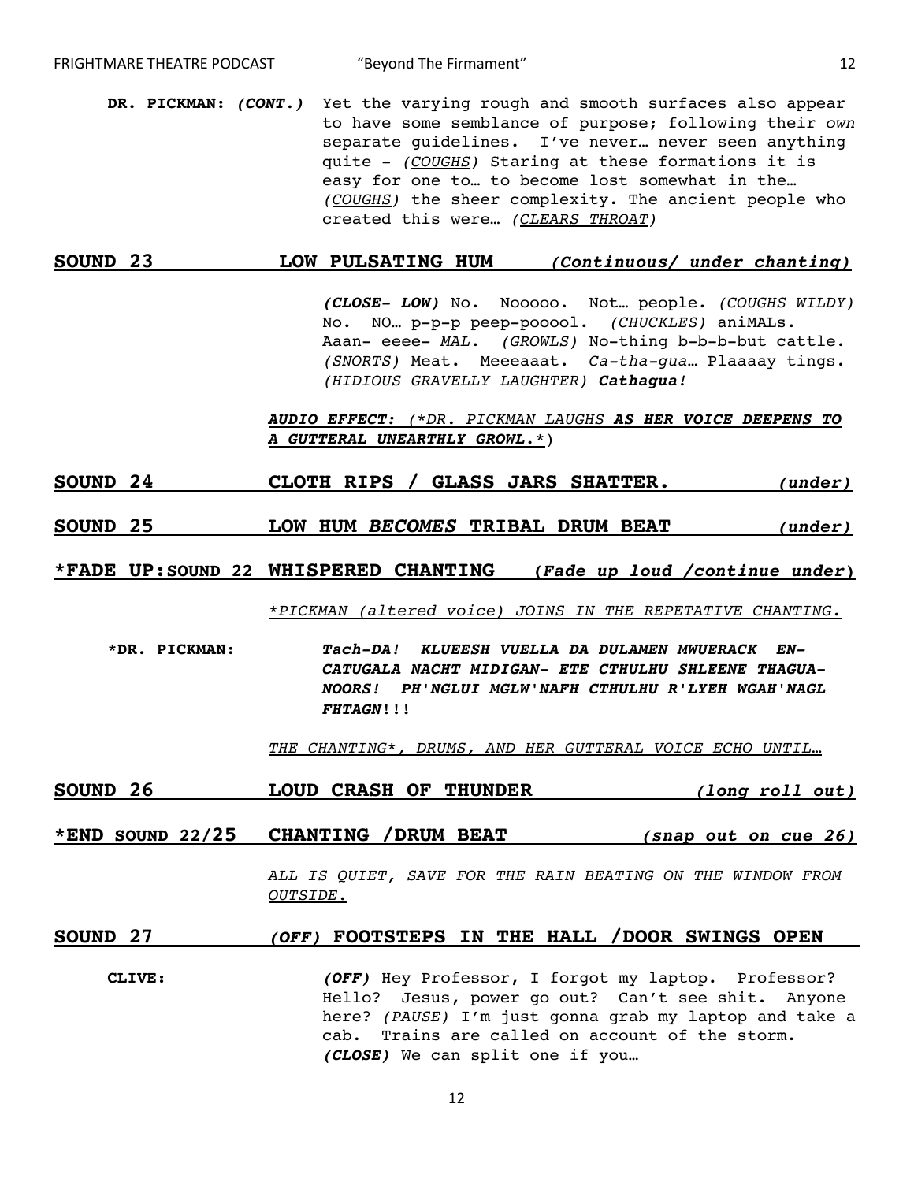**DR. PICKMAN:** ***(CONT.)*** Yet the varying rough and smooth surfaces also appear to have some semblance of purpose; following their *own* separate guidelines. I've never… never seen anything quite - *(COUGHS)* Staring at these formations it is easy for one to… to become lost somewhat in the… *(COUGHS)* the sheer complexity. The ancient people who created this were… *(CLEARS THROAT)*

**SOUND 23 — LOW PULSATING HUM** ***(Continuous/ under chanting)***

***(CLOSE- LOW)*** No. Nooooo. Not… people. *(COUGHS WILDY)* No. NO… p-p-p peep-pooool. *(CHUCKLES)* aniMALs. Aaan- eeee- *MAL*. *(GROWLS)* No-thing b-b-b-but cattle. *(SNORTS)* Meat. Meeeaaat. *Ca-tha-gua*… Plaaaay tings. *(HIDIOUS GRAVELLY LAUGHTER)* ***Cathagua!***

***AUDIO EFFECT:*** *(\*DR. PICKMAN LAUGHS* ***AS HER VOICE DEEPENS TO A GUTTERAL UNEARTHLY GROWL.****\*)*

**SOUND 24 — CLOTH RIPS / GLASS JARS SHATTER.** ***(under)***

**SOUND 25 — LOW HUM *BECOMES* TRIBAL DRUM BEAT** ***(under)***

**\*FADE UP: SOUND 22 WHISPERED CHANTING** ***(Fade up loud /continue under)***

*\*PICKMAN (altered voice) JOINS IN THE REPETATIVE CHANTING.*

**\*DR. PICKMAN:** ***Tach-DA! KLUEESH VUELLA DA DULAMEN MWUERACK EN-CATUGALA NACHT MIDIGAN- ETE CTHULHU SHLEENE THAGUA-NOORS! PH'NGLUI MGLW'NAFH CTHULHU R'LYEH WGAH'NAGL FHTAGN!!!***

*THE CHANTING\*, DRUMS, AND HER GUTTERAL VOICE ECHO UNTIL…*

**SOUND 26 — LOUD CRASH OF THUNDER** ***(long roll out)***

**\*END SOUND 22/25 — CHANTING /DRUM BEAT** ***(snap out on cue 26)***

*ALL IS QUIET, SAVE FOR THE RAIN BEATING ON THE WINDOW FROM OUTSIDE.*

**SOUND 27 — *(OFF)* FOOTSTEPS IN THE HALL /DOOR SWINGS OPEN**

**CLIVE:** ***(OFF)*** Hey Professor, I forgot my laptop. Professor? Hello? Jesus, power go out? Can't see shit. Anyone here? *(PAUSE)* I'm just gonna grab my laptop and take a cab. Trains are called on account of the storm. ***(CLOSE)*** We can split one if you…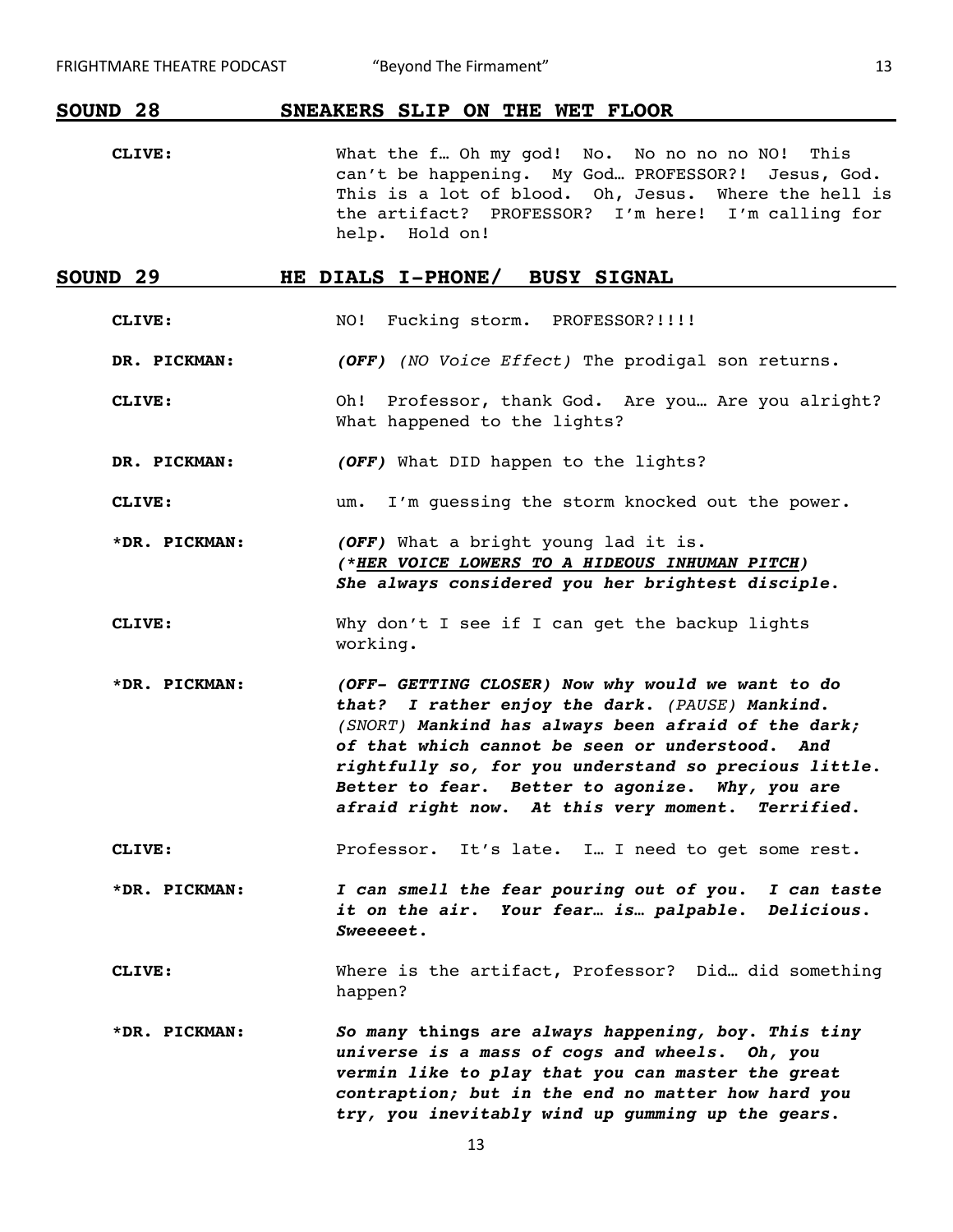## SOUND 28 SNEAKERS SLIP ON THE WET FLOOR

**CLIVE:** What the f… Oh my god! No. No no no no NO! This can't be happening. My God… PROFESSOR?! Jesus, God. This is a lot of blood. Oh, Jesus. Where the hell is the artifact? PROFESSOR? I'm here! I'm calling for help. Hold on!

## SOUND 29 HE DIALS I-PHONE/ BUSY SIGNAL

**CLIVE:** NO! Fucking storm. PROFESSOR?!!!!

**DR. PICKMAN:** ***(OFF)*** *(NO Voice Effect)* The prodigal son returns.

**CLIVE:** Oh! Professor, thank God. Are you… Are you alright? What happened to the lights?

**DR. PICKMAN:** ***(OFF)*** What DID happen to the lights?

**CLIVE:** um. I'm guessing the storm knocked out the power.

**\*DR. PICKMAN:** ***(OFF)*** What a bright young lad it is.
***(\*<u>HER VOICE LOWERS TO A HIDEOUS INHUMAN PITCH</u>)***
***She always considered you her brightest disciple.***

**CLIVE:** Why don't I see if I can get the backup lights working.

**\*DR. PICKMAN:** ***(OFF- GETTING CLOSER) Now why would we want to do that? I rather enjoy the dark.*** *(PAUSE)* ***Mankind.*** *(SNORT)* ***Mankind has always been afraid of the dark; of that which cannot be seen or understood. And rightfully so, for you understand so precious little. Better to fear. Better to agonize. Why, you are afraid right now. At this very moment. Terrified.***

**CLIVE:** Professor. It's late. I… I need to get some rest.

**\*DR. PICKMAN:** ***I can smell the fear pouring out of you. I can taste it on the air. Your fear… is… palpable. Delicious. Sweeeeet.***

**CLIVE:** Where is the artifact, Professor? Did… did something happen?

**\*DR. PICKMAN:** ***So many things are always happening, boy. This tiny universe is a mass of cogs and wheels. Oh, you vermin like to play that you can master the great contraption; but in the end no matter how hard you try, you inevitably wind up gumming up the gears.***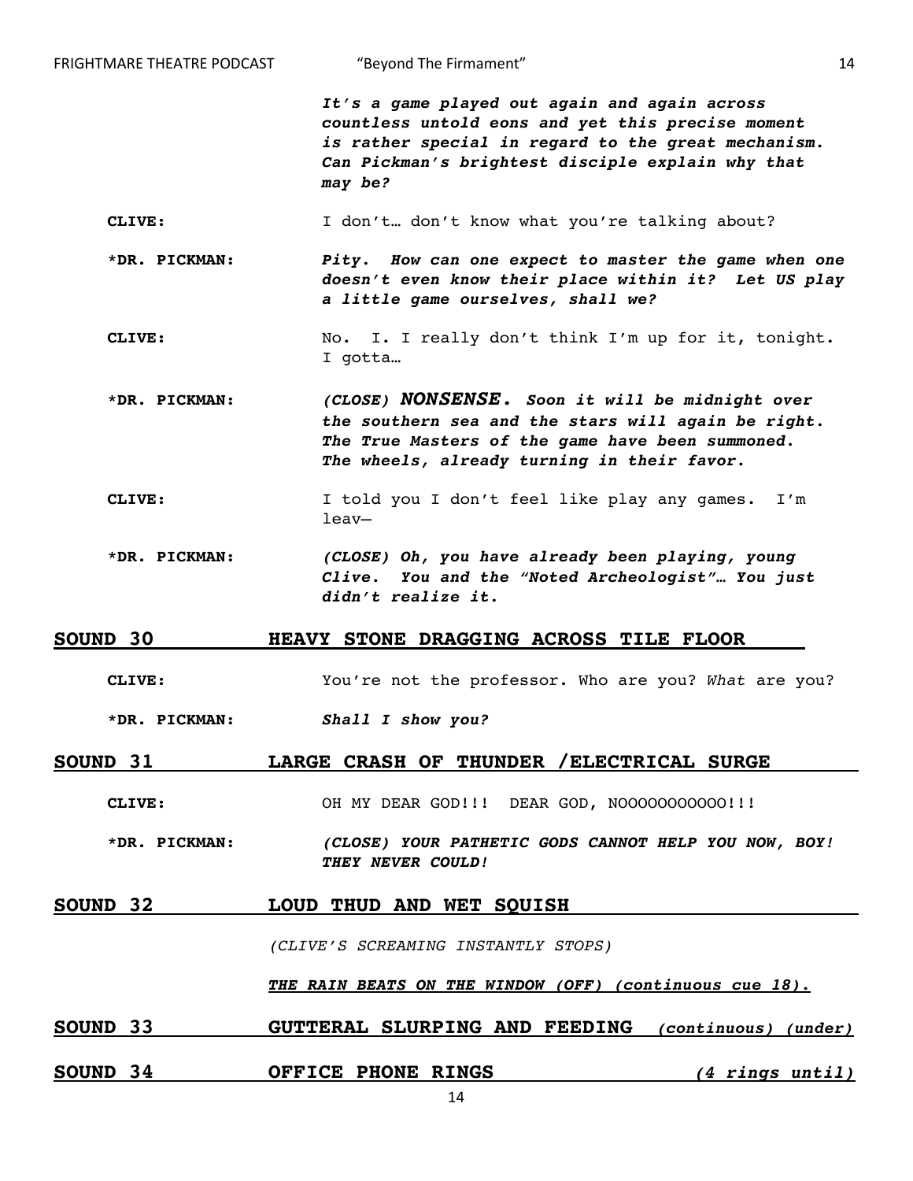***It's a game played out again and again across countless untold eons and yet this precise moment is rather special in regard to the great mechanism. Can Pickman's brightest disciple explain why that may be?***

**CLIVE:** I don't… don't know what you're talking about?

**\*DR. PICKMAN:** ***Pity. How can one expect to master the game when one doesn't even know their place within it? Let US play a little game ourselves, shall we?***

**CLIVE:** No. I. I really don't think I'm up for it, tonight. I gotta…

**\*DR. PICKMAN:** ***(CLOSE) NONSENSE. Soon it will be midnight over the southern sea and the stars will again be right. The True Masters of the game have been summoned. The wheels, already turning in their favor.***

**CLIVE:** I told you I don't feel like play any games. I'm leav—

**\*DR. PICKMAN:** ***(CLOSE) Oh, you have already been playing, young Clive. You and the "Noted Archeologist"… You just didn't realize it.***

**SOUND 30 — HEAVY STONE DRAGGING ACROSS TILE FLOOR**

**CLIVE:** You're not the professor. Who are you? *What* are you?

**\*DR. PICKMAN:** ***Shall I show you?***

**SOUND 31 — LARGE CRASH OF THUNDER /ELECTRICAL SURGE**

**CLIVE:** OH MY DEAR GOD!!! DEAR GOD, NOOOOOOOOOOO!!!

**\*DR. PICKMAN:** ***(CLOSE) YOUR PATHETIC GODS CANNOT HELP YOU NOW, BOY! THEY NEVER COULD!***

**SOUND 32 — LOUD THUD AND WET SQUISH**

*(CLIVE'S SCREAMING INSTANTLY STOPS)*

***THE RAIN BEATS ON THE WINDOW (OFF) (continuous cue 18).***

**SOUND 33 — GUTTERAL SLURPING AND FEEDING** ***(continuous) (under)***

**SOUND 34 — OFFICE PHONE RINGS** ***(4 rings until)***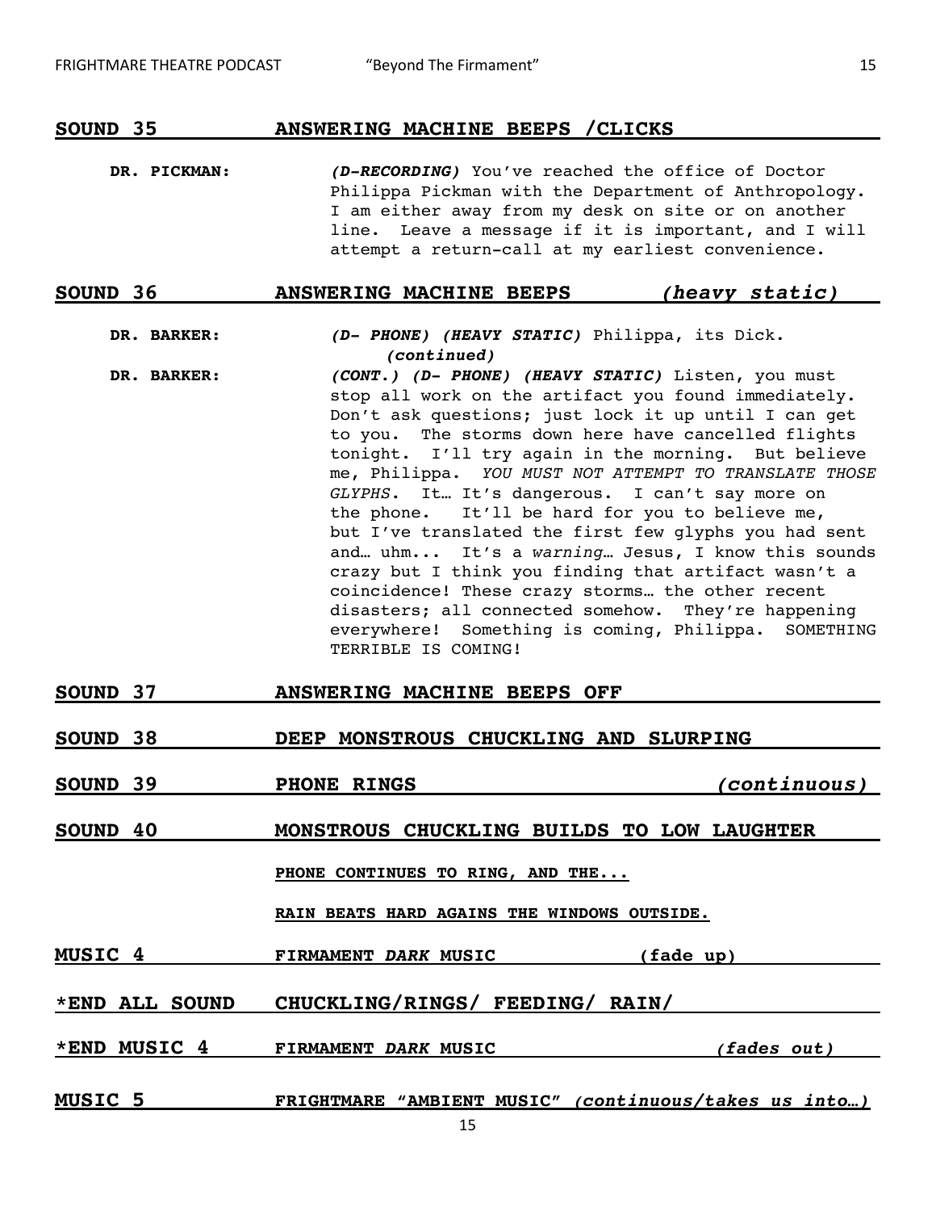**SOUND 35 ANSWERING MACHINE BEEPS /CLICKS**

**DR. PICKMAN:** ***(D-RECORDING)*** You've reached the office of Doctor Philippa Pickman with the Department of Anthropology. I am either away from my desk on site or on another line. Leave a message if it is important, and I will attempt a return-call at my earliest convenience.

**SOUND 36 ANSWERING MACHINE BEEPS *(heavy static)***

**DR. BARKER:** ***(D- PHONE) (HEAVY STATIC)*** Philippa, its Dick.
***(continued)***

**DR. BARKER:** ***(CONT.) (D- PHONE) (HEAVY STATIC)*** Listen, you must stop all work on the artifact you found immediately. Don't ask questions; just lock it up until I can get to you. The storms down here have cancelled flights tonight. I'll try again in the morning. But believe me, Philippa. *YOU MUST NOT ATTEMPT TO TRANSLATE THOSE GLYPHS*. It… It's dangerous. I can't say more on the phone. It'll be hard for you to believe me, but I've translated the first few glyphs you had sent and… uhm... It's a *warning*… Jesus, I know this sounds crazy but I think you finding that artifact wasn't a coincidence! These crazy storms… the other recent disasters; all connected somehow. They're happening everywhere! Something is coming, Philippa. SOMETHING TERRIBLE IS COMING!

**SOUND 37 ANSWERING MACHINE BEEPS OFF**

**SOUND 38 DEEP MONSTROUS CHUCKLING AND SLURPING**

**SOUND 39 PHONE RINGS *(continuous)***

**SOUND 40 MONSTROUS CHUCKLING BUILDS TO LOW LAUGHTER**

**PHONE CONTINUES TO RING, AND THE...**

**RAIN BEATS HARD AGAINS THE WINDOWS OUTSIDE.**

**MUSIC 4 FIRMAMENT *DARK* MUSIC (fade up)**

**\*END ALL SOUND CHUCKLING/RINGS/ FEEDING/ RAIN/**

**\*END MUSIC 4 FIRMAMENT *DARK* MUSIC *(fades out)***

**MUSIC 5 FRIGHTMARE "AMBIENT MUSIC" *(continuous/takes us into…)***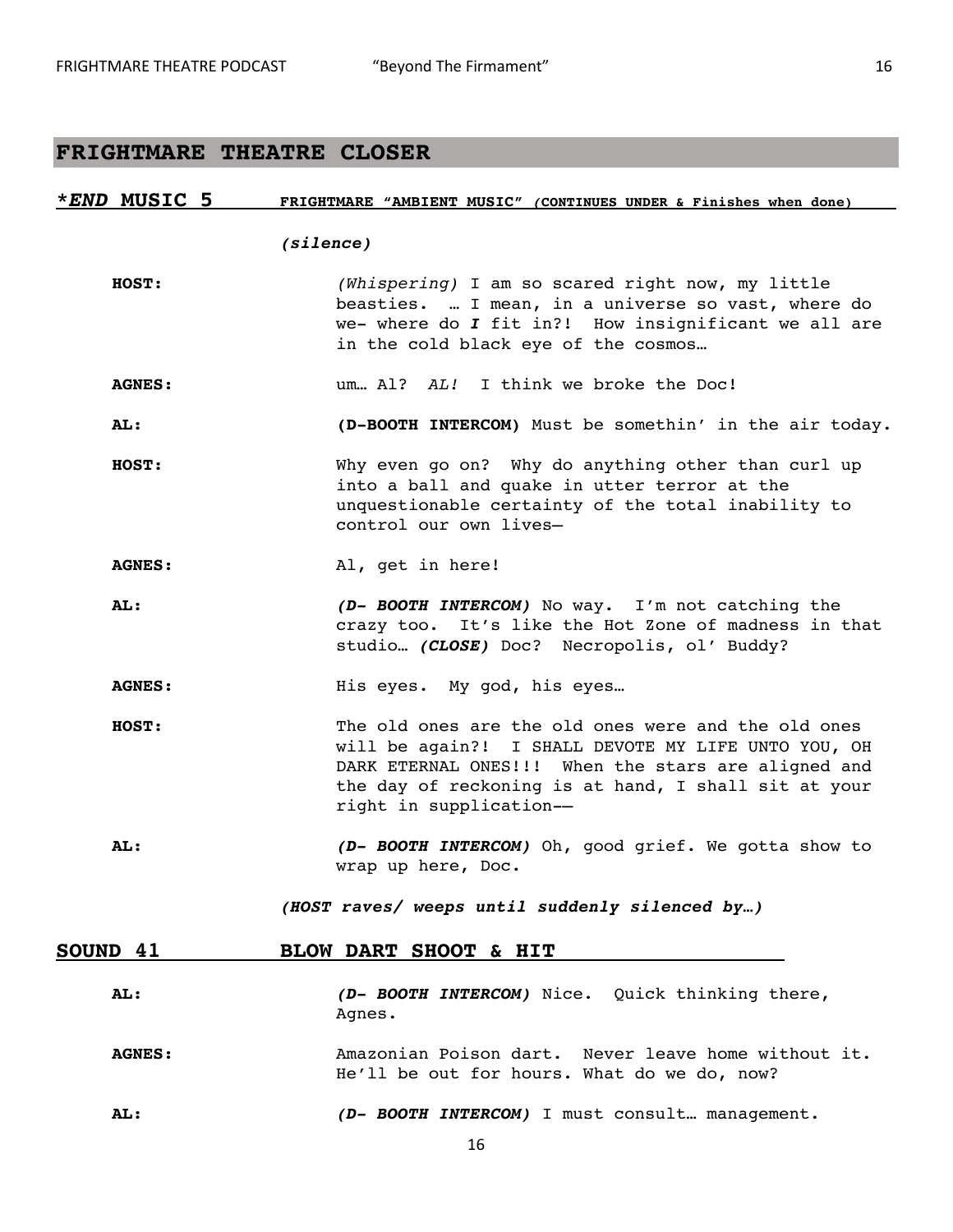## FRIGHTMARE THEATRE CLOSER

***END* MUSIC 5** **FRIGHTMARE "AMBIENT MUSIC"** ***(CONTINUES UNDER & Finishes when done)***

***(silence)***

**HOST:** *(Whispering)* I am so scared right now, my little beasties. … I mean, in a universe so vast, where do we- where do ***I*** fit in?! How insignificant we all are in the cold black eye of the cosmos…

**AGNES:** um… Al? *AL!* I think we broke the Doc!

**AL:** **(D-BOOTH INTERCOM)** Must be somethin' in the air today.

**HOST:** Why even go on? Why do anything other than curl up into a ball and quake in utter terror at the unquestionable certainty of the total inability to control our own lives—

**AGNES:** Al, get in here!

**AL:** ***(D- BOOTH INTERCOM)*** No way. I'm not catching the crazy too. It's like the Hot Zone of madness in that studio… ***(CLOSE)*** Doc? Necropolis, ol' Buddy?

**AGNES:** His eyes. My god, his eyes…

**HOST:** The old ones are the old ones were and the old ones will be again?! I SHALL DEVOTE MY LIFE UNTO YOU, OH DARK ETERNAL ONES!!! When the stars are aligned and the day of reckoning is at hand, I shall sit at your right in supplication-—

**AL:** ***(D- BOOTH INTERCOM)*** Oh, good grief. We gotta show to wrap up here, Doc.

***(HOST raves/ weeps until suddenly silenced by…)***

**SOUND 41** **BLOW DART SHOOT & HIT**

**AL:** ***(D- BOOTH INTERCOM)*** Nice. Quick thinking there, Agnes.

**AGNES:** Amazonian Poison dart. Never leave home without it. He'll be out for hours. What do we do, now?

**AL:** ***(D- BOOTH INTERCOM)*** I must consult… management.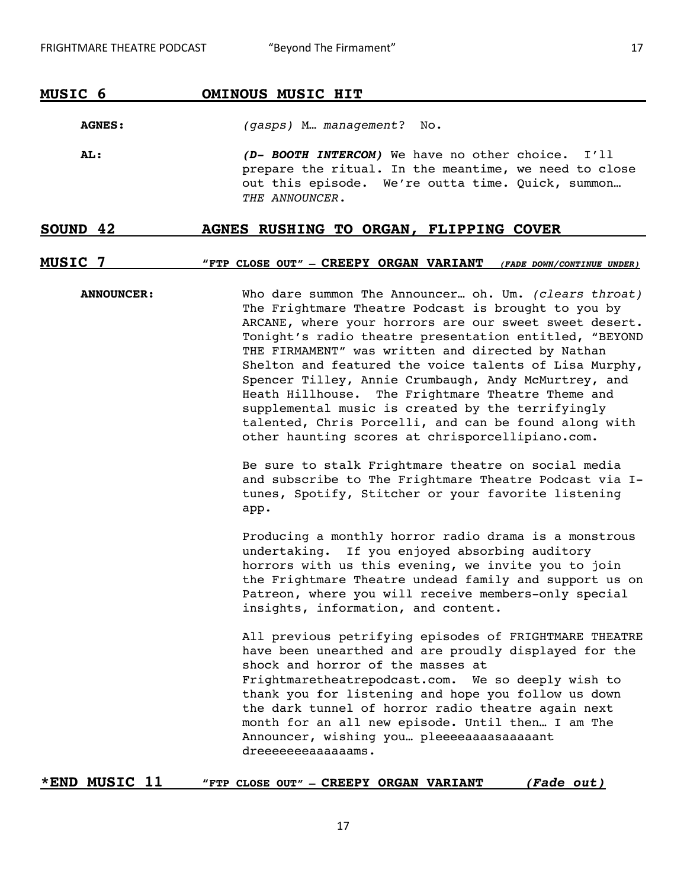**MUSIC 6 — OMINOUS MUSIC HIT**

**AGNES:** *(gasps)* M… *management*? No.

**AL:** ***(D- BOOTH INTERCOM)*** We have no other choice. I'll prepare the ritual. In the meantime, we need to close out this episode. We're outta time. Quick, summon… *THE ANNOUNCER*.

**SOUND 42 — AGNES RUSHING TO ORGAN, FLIPPING COVER**

**MUSIC 7 — "FTP CLOSE OUT" – CREEPY ORGAN VARIANT** ***(FADE DOWN/CONTINUE UNDER)***

**ANNOUNCER:** Who dare summon The Announcer… oh. Um. *(clears throat)* The Frightmare Theatre Podcast is brought to you by ARCANE, where your horrors are our sweet sweet desert. Tonight's radio theatre presentation entitled, "BEYOND THE FIRMAMENT" was written and directed by Nathan Shelton and featured the voice talents of Lisa Murphy, Spencer Tilley, Annie Crumbaugh, Andy McMurtrey, and Heath Hillhouse. The Frightmare Theatre Theme and supplemental music is created by the terrifyingly talented, Chris Porcelli, and can be found along with other haunting scores at chrisporcellipiano.com.

Be sure to stalk Frightmare theatre on social media and subscribe to The Frightmare Theatre Podcast via I-tunes, Spotify, Stitcher or your favorite listening app.

Producing a monthly horror radio drama is a monstrous undertaking. If you enjoyed absorbing auditory horrors with us this evening, we invite you to join the Frightmare Theatre undead family and support us on Patreon, where you will receive members-only special insights, information, and content.

All previous petrifying episodes of FRIGHTMARE THEATRE have been unearthed and are proudly displayed for the shock and horror of the masses at Frightmaretheatrepodcast.com. We so deeply wish to thank you for listening and hope you follow us down the dark tunnel of horror radio theatre again next month for an all new episode. Until then… I am The Announcer, wishing you… pleeeeaaaasaaaaant dreeeeeeeaaaaaams.

**\*END MUSIC 11 — "FTP CLOSE OUT" – CREEPY ORGAN VARIANT** ***(Fade out)***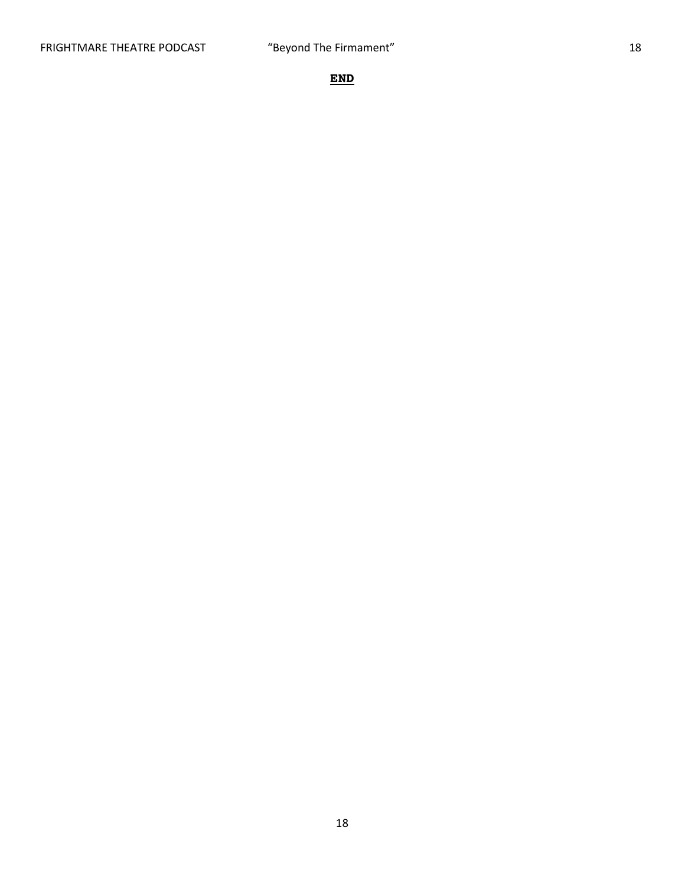**END**